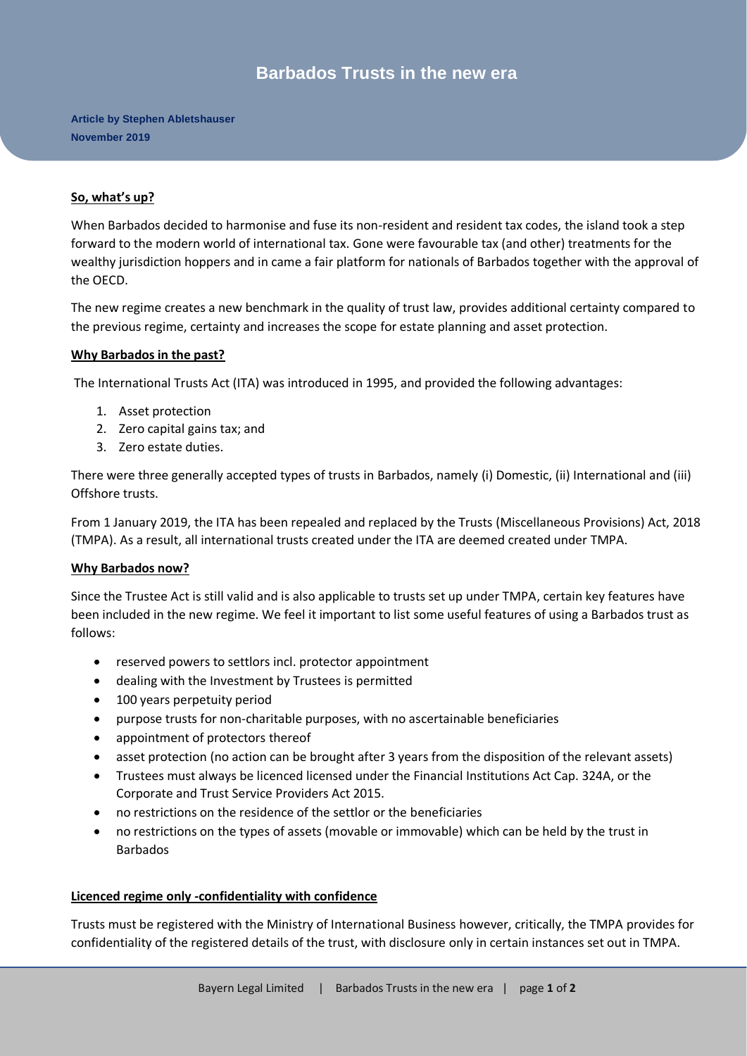# Barbados Trusts in the new era

**Article by Stephen Abletshauser**
**November 2019**

## So, what's up?

When Barbados decided to harmonise and fuse its non-resident and resident tax codes, the island took a step forward to the modern world of international tax. Gone were favourable tax (and other) treatments for the wealthy jurisdiction hoppers and in came a fair platform for nationals of Barbados together with the approval of the OECD.

The new regime creates a new benchmark in the quality of trust law, provides additional certainty compared to the previous regime, certainty and increases the scope for estate planning and asset protection.

## Why Barbados in the past?

The International Trusts Act (ITA) was introduced in 1995, and provided the following advantages:

1. Asset protection
2. Zero capital gains tax; and
3. Zero estate duties.

There were three generally accepted types of trusts in Barbados, namely (i) Domestic, (ii) International and (iii) Offshore trusts.

From 1 January 2019, the ITA has been repealed and replaced by the Trusts (Miscellaneous Provisions) Act, 2018 (TMPA). As a result, all international trusts created under the ITA are deemed created under TMPA.

## Why Barbados now?

Since the Trustee Act is still valid and is also applicable to trusts set up under TMPA, certain key features have been included in the new regime. We feel it important to list some useful features of using a Barbados trust as follows:

- reserved powers to settlors incl. protector appointment
- dealing with the Investment by Trustees is permitted
- 100 years perpetuity period
- purpose trusts for non-charitable purposes, with no ascertainable beneficiaries
- appointment of protectors thereof
- asset protection (no action can be brought after 3 years from the disposition of the relevant assets)
- Trustees must always be licenced licensed under the Financial Institutions Act Cap. 324A, or the Corporate and Trust Service Providers Act 2015.
- no restrictions on the residence of the settlor or the beneficiaries
- no restrictions on the types of assets (movable or immovable) which can be held by the trust in Barbados

## Licenced regime only -confidentiality with confidence

Trusts must be registered with the Ministry of International Business however, critically, the TMPA provides for confidentiality of the registered details of the trust, with disclosure only in certain instances set out in TMPA.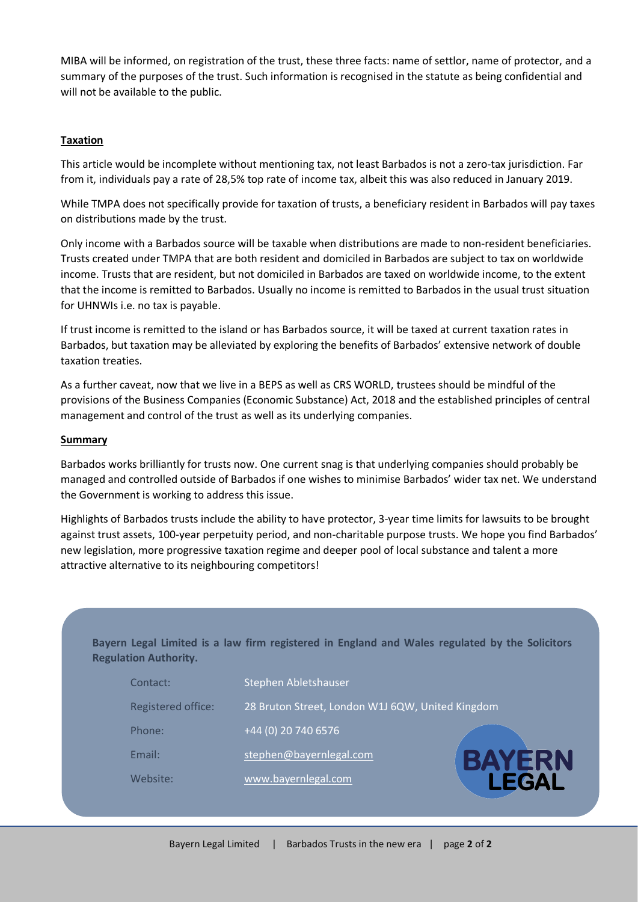MIBA will be informed, on registration of the trust, these three facts: name of settlor, name of protector, and a summary of the purposes of the trust. Such information is recognised in the statute as being confidential and will not be available to the public.

## Taxation

This article would be incomplete without mentioning tax, not least Barbados is not a zero-tax jurisdiction. Far from it, individuals pay a rate of 28,5% top rate of income tax, albeit this was also reduced in January 2019.

While TMPA does not specifically provide for taxation of trusts, a beneficiary resident in Barbados will pay taxes on distributions made by the trust.

Only income with a Barbados source will be taxable when distributions are made to non-resident beneficiaries. Trusts created under TMPA that are both resident and domiciled in Barbados are subject to tax on worldwide income. Trusts that are resident, but not domiciled in Barbados are taxed on worldwide income, to the extent that the income is remitted to Barbados. Usually no income is remitted to Barbados in the usual trust situation for UHNWIs i.e. no tax is payable.

If trust income is remitted to the island or has Barbados source, it will be taxed at current taxation rates in Barbados, but taxation may be alleviated by exploring the benefits of Barbados' extensive network of double taxation treaties.

As a further caveat, now that we live in a BEPS as well as CRS WORLD, trustees should be mindful of the provisions of the Business Companies (Economic Substance) Act, 2018 and the established principles of central management and control of the trust as well as its underlying companies.

## Summary

Barbados works brilliantly for trusts now. One current snag is that underlying companies should probably be managed and controlled outside of Barbados if one wishes to minimise Barbados' wider tax net. We understand the Government is working to address this issue.

Highlights of Barbados trusts include the ability to have protector, 3-year time limits for lawsuits to be brought against trust assets, 100-year perpetuity period, and non-charitable purpose trusts. We hope you find Barbados' new legislation, more progressive taxation regime and deeper pool of local substance and talent a more attractive alternative to its neighbouring competitors!

**Bayern Legal Limited is a law firm registered in England and Wales regulated by the Solicitors Regulation Authority.**

| | |
|---|---|
| Contact: | Stephen Abletshauser |
| Registered office: | 28 Bruton Street, London W1J 6QW, United Kingdom |
| Phone: | +44 (0) 20 740 6576 |
| Email: | stephen@bayernlegal.com |
| Website: | www.bayernlegal.com |

BAYERN LEGAL